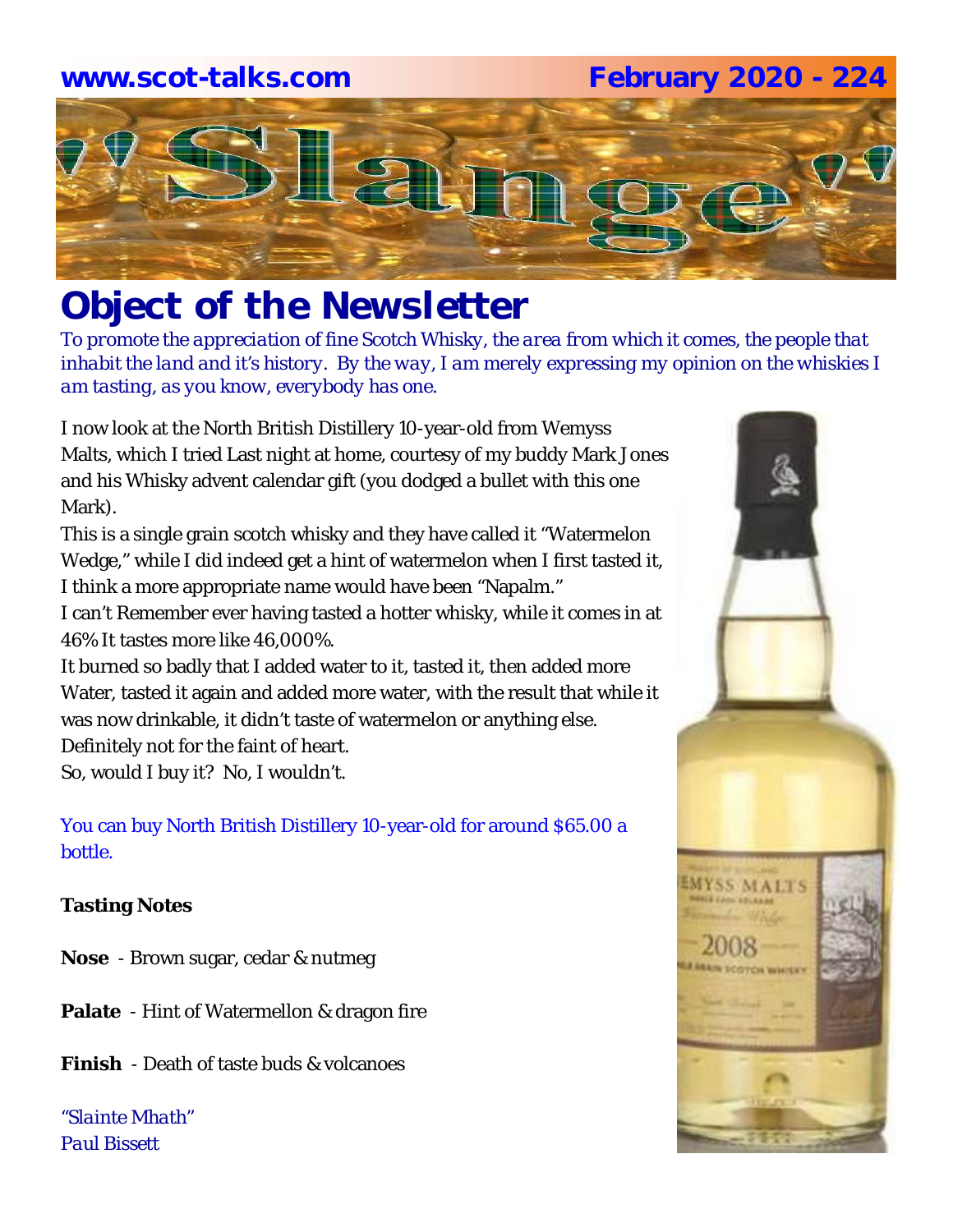www.scot-talks.com February 2020 - 224

# Slange

## Object of the Newsletter

*To promote the appreciation of fine Scotch Whisky, the area from which it comes, the people that inhabit the land and it's history. By the way, I am merely expressing my opinion on the whiskies I am tasting, as you know, everybody has one.*

I now look at the North British Distillery 10-year-old from Wemyss Malts, which I tried Last night at home, courtesy of my buddy Mark Jones and his Whisky advent calendar gift (you dodged a bullet with this one Mark).

This is a single grain scotch whisky and they have called it "Watermelon Wedge," while I did indeed get a hint of watermelon when I first tasted it, I think a more appropriate name would have been "Napalm."

I can't Remember ever having tasted a hotter whisky, while it comes in at 46% It tastes more like 46,000%.

It burned so badly that I added water to it, tasted it, then added more Water, tasted it again and added more water, with the result that while it was now drinkable, it didn't taste of watermelon or anything else.

Definitely not for the faint of heart.

So, would I buy it? No, I wouldn't.

You can buy North British Distillery 10-year-old for around $65.00 a bottle.

**Tasting Notes**

**Nose** - Brown sugar, cedar & nutmeg

**Palate** - Hint of Watermellon & dragon fire

**Finish** - Death of taste buds & volcanoes

*"Slainte Mhath"*
*Paul Bissett*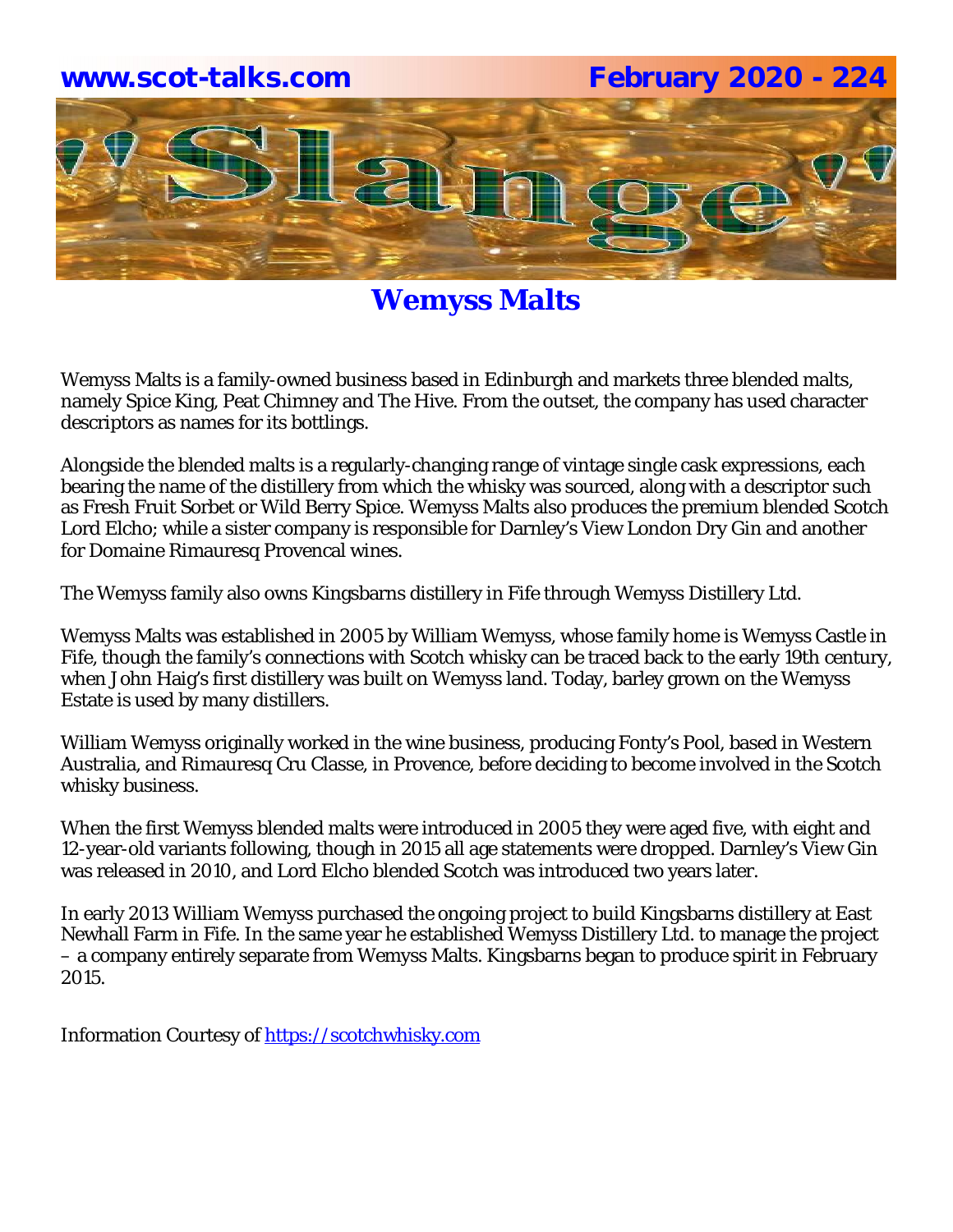# Wemyss Malts

Wemyss Malts is a family-owned business based in Edinburgh and markets three blended malts, namely Spice King, Peat Chimney and The Hive. From the outset, the company has used character descriptors as names for its bottlings.

Alongside the blended malts is a regularly-changing range of vintage single cask expressions, each bearing the name of the distillery from which the whisky was sourced, along with a descriptor such as Fresh Fruit Sorbet or Wild Berry Spice. Wemyss Malts also produces the premium blended Scotch Lord Elcho; while a sister company is responsible for Darnley's View London Dry Gin and another for Domaine Rimauresq Provencal wines.

The Wemyss family also owns Kingsbarns distillery in Fife through Wemyss Distillery Ltd.

Wemyss Malts was established in 2005 by William Wemyss, whose family home is Wemyss Castle in Fife, though the family's connections with Scotch whisky can be traced back to the early 19th century, when John Haig's first distillery was built on Wemyss land. Today, barley grown on the Wemyss Estate is used by many distillers.

William Wemyss originally worked in the wine business, producing Fonty's Pool, based in Western Australia, and Rimauresq Cru Classe, in Provence, before deciding to become involved in the Scotch whisky business.

When the first Wemyss blended malts were introduced in 2005 they were aged five, with eight and 12-year-old variants following, though in 2015 all age statements were dropped. Darnley's View Gin was released in 2010, and Lord Elcho blended Scotch was introduced two years later.

In early 2013 William Wemyss purchased the ongoing project to build Kingsbarns distillery at East Newhall Farm in Fife. In the same year he established Wemyss Distillery Ltd. to manage the project – a company entirely separate from Wemyss Malts. Kingsbarns began to produce spirit in February 2015.

Information Courtesy of [https://scotchwhisky.com](https://scotchwhisky.com)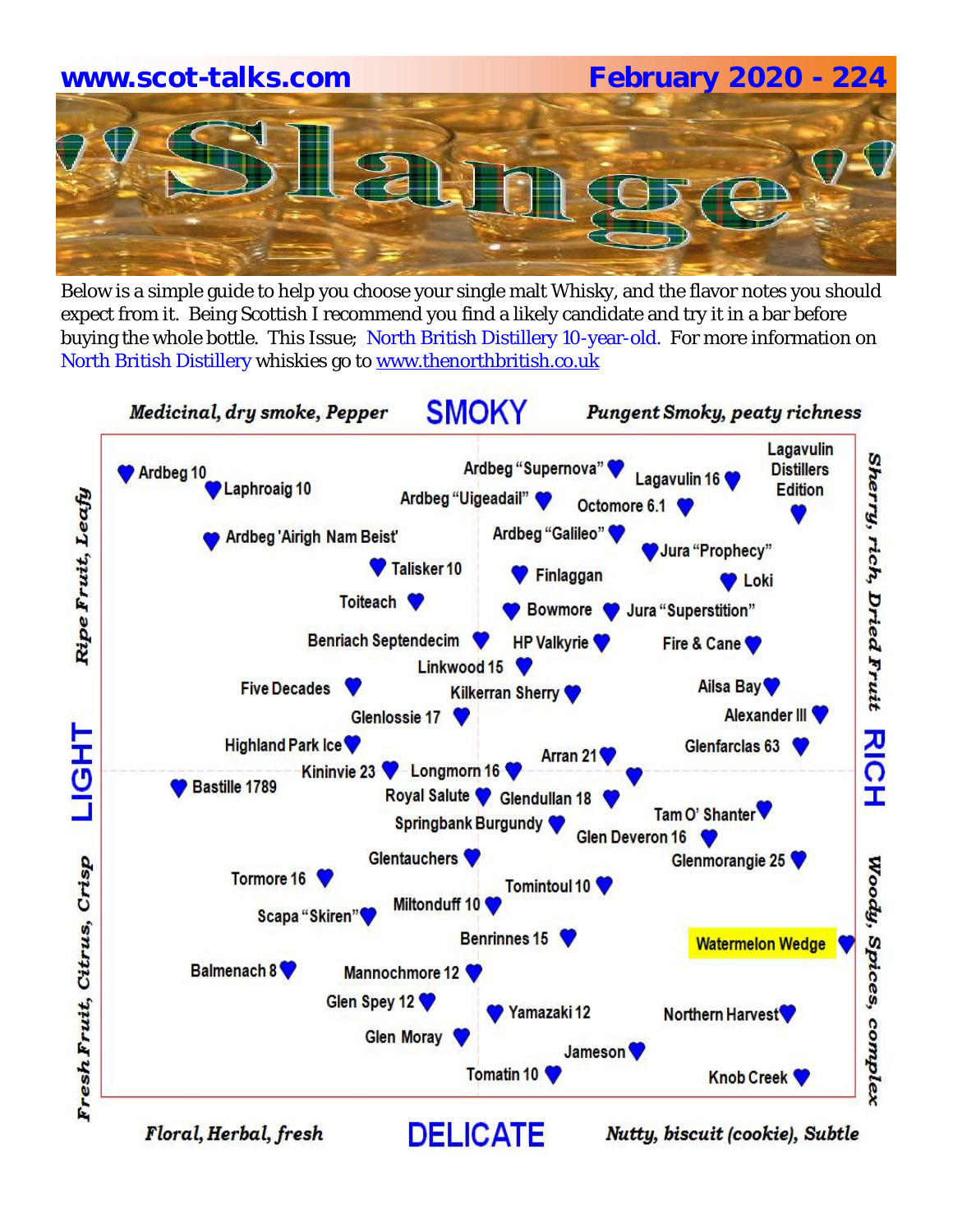# "Slange"

Below is a simple guide to help you choose your single malt Whisky, and the flavor notes you should expect from it. Being Scottish I recommend you find a likely candidate and try it in a bar before buying the whole bottle. This Issue; North British Distillery 10-year-old. For more information on North British Distillery whiskies go to www.thenorthbritish.co.uk

*Medicinal, dry smoke, Pepper* **SMOKY** *Pungent Smoky, peaty richness*

*Ripe Fruit, Leafy* **LIGHT** *Fresh Fruit, Citrus, Crisp*

*Sherry, rich, Dried Fruit* **RICH** *Woody, Spices, complex*

Ardbeg 10
Laphroaig 10
Ardbeg "Supernova"
Ardbeg "Uigeadail"
Lagavulin 16
Octomore 6.1
Lagavulin Distillers Edition
Ardbeg 'Airigh Nam Beist'
Ardbeg "Galileo"
Jura "Prophecy"
Talisker 10
Finlaggan
Loki
Toiteach
Bowmore
Jura "Superstition"
Benriach Septendecim
HP Valkyrie
Fire & Cane
Linkwood 15
Five Decades
Kilkerran Sherry
Ailsa Bay
Glenlossie 17
Alexander III
Highland Park Ice
Arran 21
Glenfarclas 63
Kininvie 23
Longmorn 16
Bastille 1789
Royal Salute
Glendullan 18
Tam O' Shanter
Springbank Burgundy
Glen Deveron 16
Glentauchers
Glenmorangie 25
Tormore 16
Tomintoul 10
Scapa "Skiren"
Miltonduff 10
Benrinnes 15
Watermelon Wedge
Balmenach 8
Mannochmore 12
Glen Spey 12
Yamazaki 12
Northern Harvest
Glen Moray
Jameson
Tomatin 10
Knob Creek

*Floral, Herbal, fresh* **DELICATE** *Nutty, biscuit (cookie), Subtle*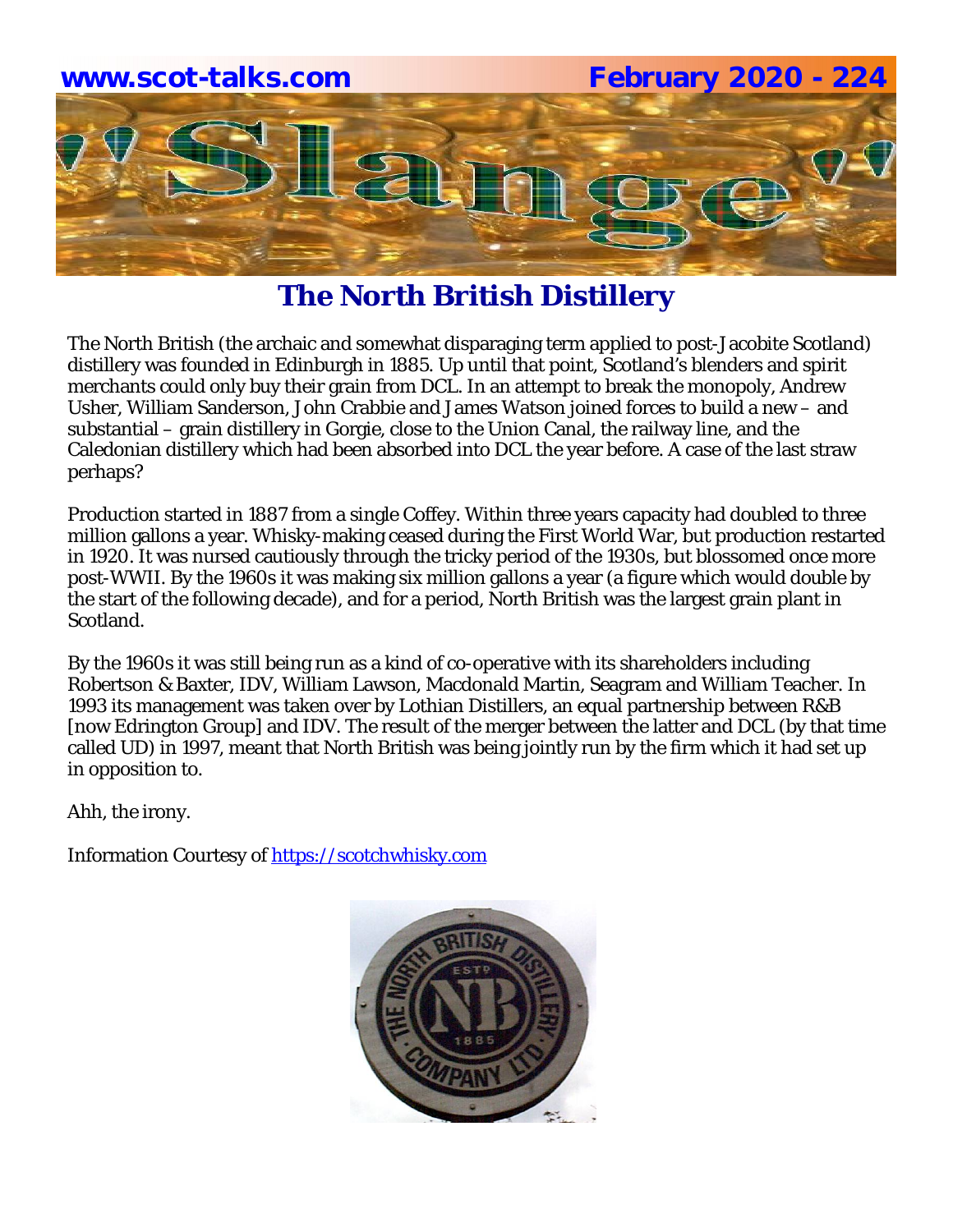# The North British Distillery

The North British (the archaic and somewhat disparaging term applied to post-Jacobite Scotland) distillery was founded in Edinburgh in 1885. Up until that point, Scotland's blenders and spirit merchants could only buy their grain from DCL. In an attempt to break the monopoly, Andrew Usher, William Sanderson, John Crabbie and James Watson joined forces to build a new – and substantial – grain distillery in Gorgie, close to the Union Canal, the railway line, and the Caledonian distillery which had been absorbed into DCL the year before. A case of the last straw perhaps?

Production started in 1887 from a single Coffey. Within three years capacity had doubled to three million gallons a year. Whisky-making ceased during the First World War, but production restarted in 1920. It was nursed cautiously through the tricky period of the 1930s, but blossomed once more post-WWII. By the 1960s it was making six million gallons a year (a figure which would double by the start of the following decade), and for a period, North British was the largest grain plant in Scotland.

By the 1960s it was still being run as a kind of co-operative with its shareholders including Robertson & Baxter, IDV, William Lawson, Macdonald Martin, Seagram and William Teacher. In 1993 its management was taken over by Lothian Distillers, an equal partnership between R&B [now Edrington Group] and IDV. The result of the merger between the latter and DCL (by that time called UD) in 1997, meant that North British was being jointly run by the firm which it had set up in opposition to.

Ahh, the irony.

Information Courtesy of https://scotchwhisky.com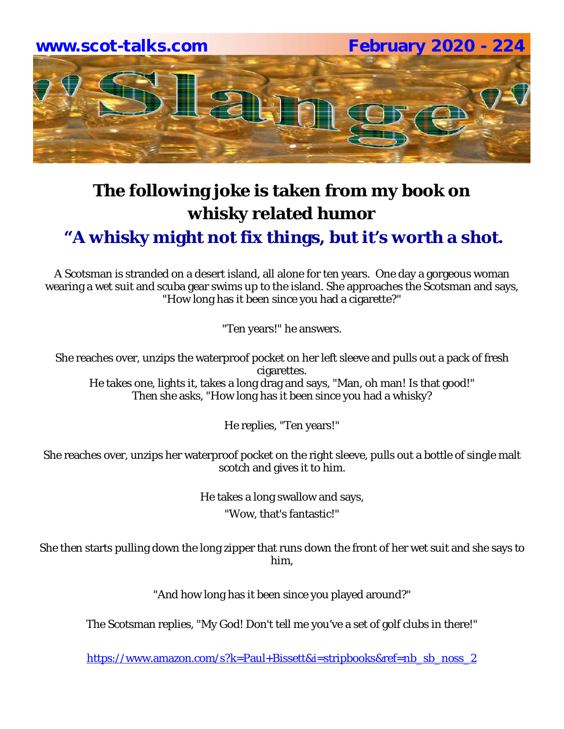**www.scot-talks.com** **February 2020 - 224**

# "Slange"

## The following joke is taken from my book on whisky related humor

### "A whisky might not fix things, but it's worth a shot.

A Scotsman is stranded on a desert island, all alone for ten years. One day a gorgeous woman wearing a wet suit and scuba gear swims up to the island. She approaches the Scotsman and says, "How long has it been since you had a cigarette?"

"Ten years!" he answers.

She reaches over, unzips the waterproof pocket on her left sleeve and pulls out a pack of fresh cigarettes.
He takes one, lights it, takes a long drag and says, "Man, oh man! Is that good!"
Then she asks, "How long has it been since you had a whisky?

He replies, "Ten years!"

She reaches over, unzips her waterproof pocket on the right sleeve, pulls out a bottle of single malt scotch and gives it to him.

He takes a long swallow and says,
"Wow, that's fantastic!"

She then starts pulling down the long zipper that runs down the front of her wet suit and she says to him,

"And how long has it been since you played around?"

The Scotsman replies, "My God! Don't tell me you've a set of golf clubs in there!"

https://www.amazon.com/s?k=Paul+Bissett&i=stripbooks&ref=nb_sb_noss_2